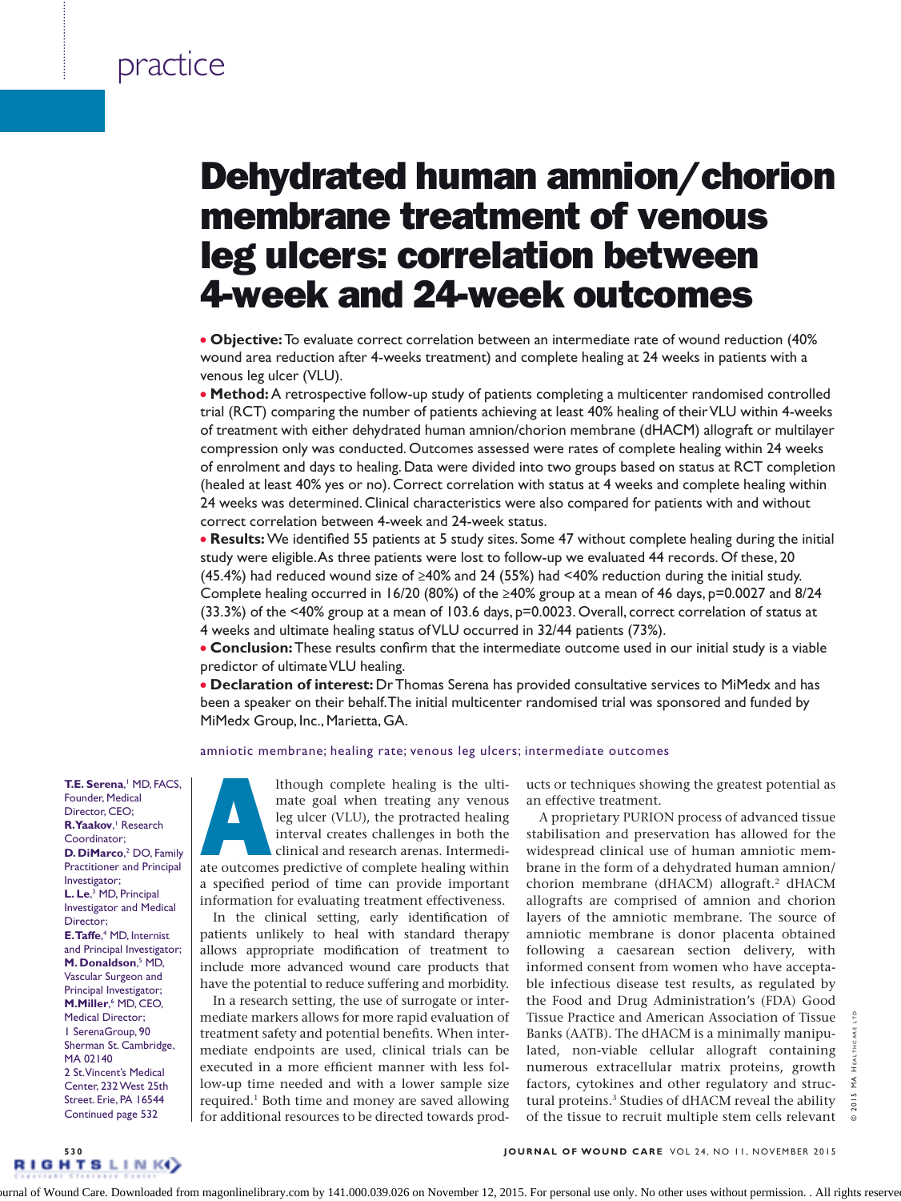# Dehydrated human amnion/chorion membrane treatment of venous leg ulcers: correlation between 4-week and 24-week outcomes

- **Objective:** To evaluate correct correlation between an intermediate rate of wound reduction (40% wound area reduction after 4-weeks treatment) and complete healing at 24 weeks in patients with a venous leg ulcer (VLU).
- **Method:** A retrospective follow-up study of patients completing a multicenter randomised controlled trial (RCT) comparing the number of patients achieving at least 40% healing of their VLU within 4-weeks of treatment with either dehydrated human amnion/chorion membrane (dHACM) allograft or multilayer compression only was conducted. Outcomes assessed were rates of complete healing within 24 weeks of enrolment and days to healing. Data were divided into two groups based on status at RCT completion (healed at least 40% yes or no). Correct correlation with status at 4 weeks and complete healing within 24 weeks was determined. Clinical characteristics were also compared for patients with and without correct correlation between 4-week and 24-week status.
- **Results:** We identified 55 patients at 5 study sites. Some 47 without complete healing during the initial study were eligible. As three patients were lost to follow-up we evaluated 44 records. Of these, 20 (45.4%) had reduced wound size of ≥40% and 24 (55%) had <40% reduction during the initial study. Complete healing occurred in 16/20 (80%) of the ≥40% group at a mean of 46 days, $p=0.0027$ and 8/24 (33.3%) of the <40% group at a mean of 103.6 days, $p=0.0023$. Overall, correct correlation of status at 4 weeks and ultimate healing status of VLU occurred in 32/44 patients (73%).
- **Conclusion:** These results confirm that the intermediate outcome used in our initial study is a viable predictor of ultimate VLU healing.
- **Declaration of interest:** Dr Thomas Serena has provided consultative services to MiMedx and has been a speaker on their behalf. The initial multicenter randomised trial was sponsored and funded by MiMedx Group, Inc., Marietta, GA.

amniotic membrane; healing rate; venous leg ulcers; intermediate outcomes

**T.E. Serena**,[1] MD, FACS, Founder, Medical Director, CEO; **R. Yaakov**,[1] Research Coordinator; **D. DiMarco**,[2] DO, Family Practitioner and Principal Investigator; **L. Le**,[3] MD, Principal Investigator and Medical Director; **E. Taffe**,[4] MD, Internist and Principal Investigator; **M. Donaldson**,[5] MD, Vascular Surgeon and Principal Investigator; **M. Miller**,[6] MD, CEO, Medical Director;
1 SerenaGroup, 90 Sherman St. Cambridge, MA 02140
2 St. Vincent's Medical Center, 232 West 25th Street. Erie, PA 16544
Continued page 532

Although complete healing is the ultimate goal when treating any venous leg ulcer (VLU), the protracted healing interval creates challenges in both the clinical and research arenas. Intermediate outcomes predictive of complete healing within a specified period of time can provide important information for evaluating treatment effectiveness.

In the clinical setting, early identification of patients unlikely to heal with standard therapy allows appropriate modification of treatment to include more advanced wound care products that have the potential to reduce suffering and morbidity.

In a research setting, the use of surrogate or intermediate markers allows for more rapid evaluation of treatment safety and potential benefits. When intermediate endpoints are used, clinical trials can be executed in a more efficient manner with less follow-up time needed and with a lower sample size required.[1] Both time and money are saved allowing for additional resources to be directed towards products or techniques showing the greatest potential as an effective treatment.

A proprietary PURION process of advanced tissue stabilisation and preservation has allowed for the widespread clinical use of human amniotic membrane in the form of a dehydrated human amnion/chorion membrane (dHACM) allograft.[2] dHACM allografts are comprised of amnion and chorion layers of the amniotic membrane. The source of amniotic membrane is donor placenta obtained following a caesarean section delivery, with informed consent from women who have acceptable infectious disease test results, as regulated by the Food and Drug Administration's (FDA) Good Tissue Practice and American Association of Tissue Banks (AATB). The dHACM is a minimally manipulated, non-viable cellular allograft containing numerous extracellular matrix proteins, growth factors, cytokines and other regulatory and structural proteins.[3] Studies of dHACM reveal the ability of the tissue to recruit multiple stem cells relevant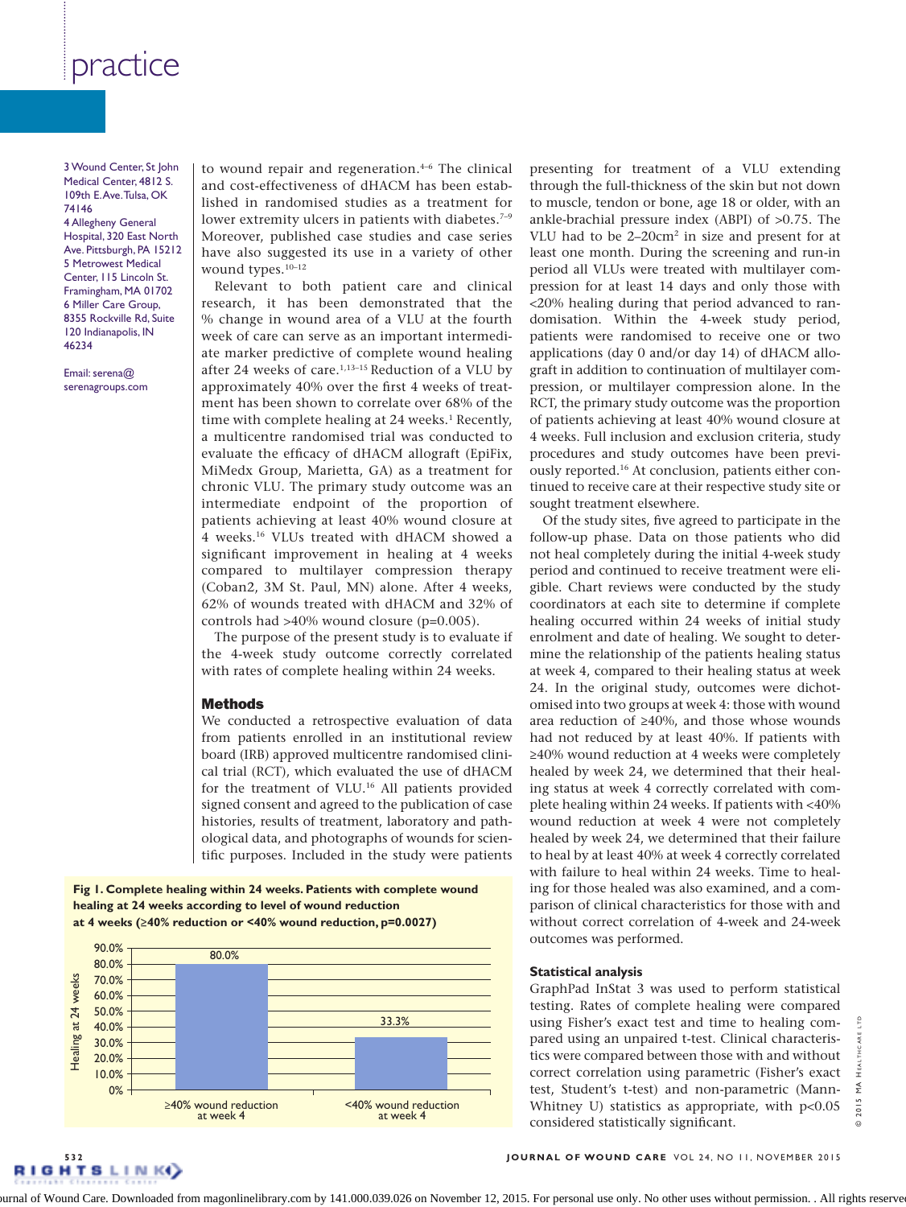3 Wound Center, St John Medical Center, 4812 S. 109th E.Ave. Tulsa, OK 74146
4 Allegheny General Hospital, 320 East North Ave. Pittsburgh, PA 15212
5 Metrowest Medical Center, 115 Lincoln St. Framingham, MA 01702
6 Miller Care Group, 8355 Rockville Rd, Suite 120 Indianapolis, IN 46234

Email: serena@serenagroups.com

to wound repair and regeneration.[4–6] The clinical and cost-effectiveness of dHACM has been established in randomised studies as a treatment for lower extremity ulcers in patients with diabetes.[7–9] Moreover, published case studies and case series have also suggested its use in a variety of other wound types.[10–12]

Relevant to both patient care and clinical research, it has been demonstrated that the % change in wound area of a VLU at the fourth week of care can serve as an important intermediate marker predictive of complete wound healing after 24 weeks of care.[1,13–15] Reduction of a VLU by approximately 40% over the first 4 weeks of treatment has been shown to correlate over 68% of the time with complete healing at 24 weeks.[1] Recently, a multicentre randomised trial was conducted to evaluate the efficacy of dHACM allograft (EpiFix, MiMedx Group, Marietta, GA) as a treatment for chronic VLU. The primary study outcome was an intermediate endpoint of the proportion of patients achieving at least 40% wound closure at 4 weeks.[16] VLUs treated with dHACM showed a significant improvement in healing at 4 weeks compared to multilayer compression therapy (Coban2, 3M St. Paul, MN) alone. After 4 weeks, 62% of wounds treated with dHACM and 32% of controls had >40% wound closure (p=0.005).

The purpose of the present study is to evaluate if the 4-week study outcome correctly correlated with rates of complete healing within 24 weeks.

## Methods

We conducted a retrospective evaluation of data from patients enrolled in an institutional review board (IRB) approved multicentre randomised clinical trial (RCT), which evaluated the use of dHACM for the treatment of VLU.[16] All patients provided signed consent and agreed to the publication of case histories, results of treatment, laboratory and pathological data, and photographs of wounds for scientific purposes. Included in the study were patients presenting for treatment of a VLU extending through the full-thickness of the skin but not down to muscle, tendon or bone, age 18 or older, with an ankle-brachial pressure index (ABPI) of >0.75. The VLU had to be 2–20cm$^2$ in size and present for at least one month. During the screening and run-in period all VLUs were treated with multilayer compression for at least 14 days and only those with <20% healing during that period advanced to randomisation. Within the 4-week study period, patients were randomised to receive one or two applications (day 0 and/or day 14) of dHACM allograft in addition to continuation of multilayer compression, or multilayer compression alone. In the RCT, the primary study outcome was the proportion of patients achieving at least 40% wound closure at 4 weeks. Full inclusion and exclusion criteria, study procedures and study outcomes have been previously reported.[16] At conclusion, patients either continued to receive care at their respective study site or sought treatment elsewhere.

Of the study sites, five agreed to participate in the follow-up phase. Data on those patients who did not heal completely during the initial 4-week study period and continued to receive treatment were eligible. Chart reviews were conducted by the study coordinators at each site to determine if complete healing occurred within 24 weeks of initial study enrolment and date of healing. We sought to determine the relationship of the patients healing status at week 4, compared to their healing status at week 24. In the original study, outcomes were dichotomised into two groups at week 4: those with wound area reduction of ≥40%, and those whose wounds had not reduced by at least 40%. If patients with ≥40% wound reduction at 4 weeks were completely healed by week 24, we determined that their healing status at week 4 correctly correlated with complete healing within 24 weeks. If patients with <40% wound reduction at week 4 were not completely healed by week 24, we determined that their failure to heal by at least 40% at week 4 correctly correlated with failure to heal within 24 weeks. Time to healing for those healed was also examined, and a comparison of clinical characteristics for those with and without correct correlation of 4-week and 24-week outcomes was performed.

### Statistical analysis

GraphPad InStat 3 was used to perform statistical testing. Rates of complete healing were compared using Fisher's exact test and time to healing compared using an unpaired t-test. Clinical characteristics were compared between those with and without correct correlation using parametric (Fisher's exact test, Student's t-test) and non-parametric (Mann-Whitney U) statistics as appropriate, with p<0.05 considered statistically significant.

**Fig 1. Complete healing within 24 weeks. Patients with complete wound healing at 24 weeks according to level of wound reduction at 4 weeks (≥40% reduction or <40% wound reduction, p=0.0027)**

| Week 4 wound reduction | Healing at 24 weeks |
|---|---|
| ≥40% wound reduction at week 4 | 80.0% |
| <40% wound reduction at week 4 | 33.3% |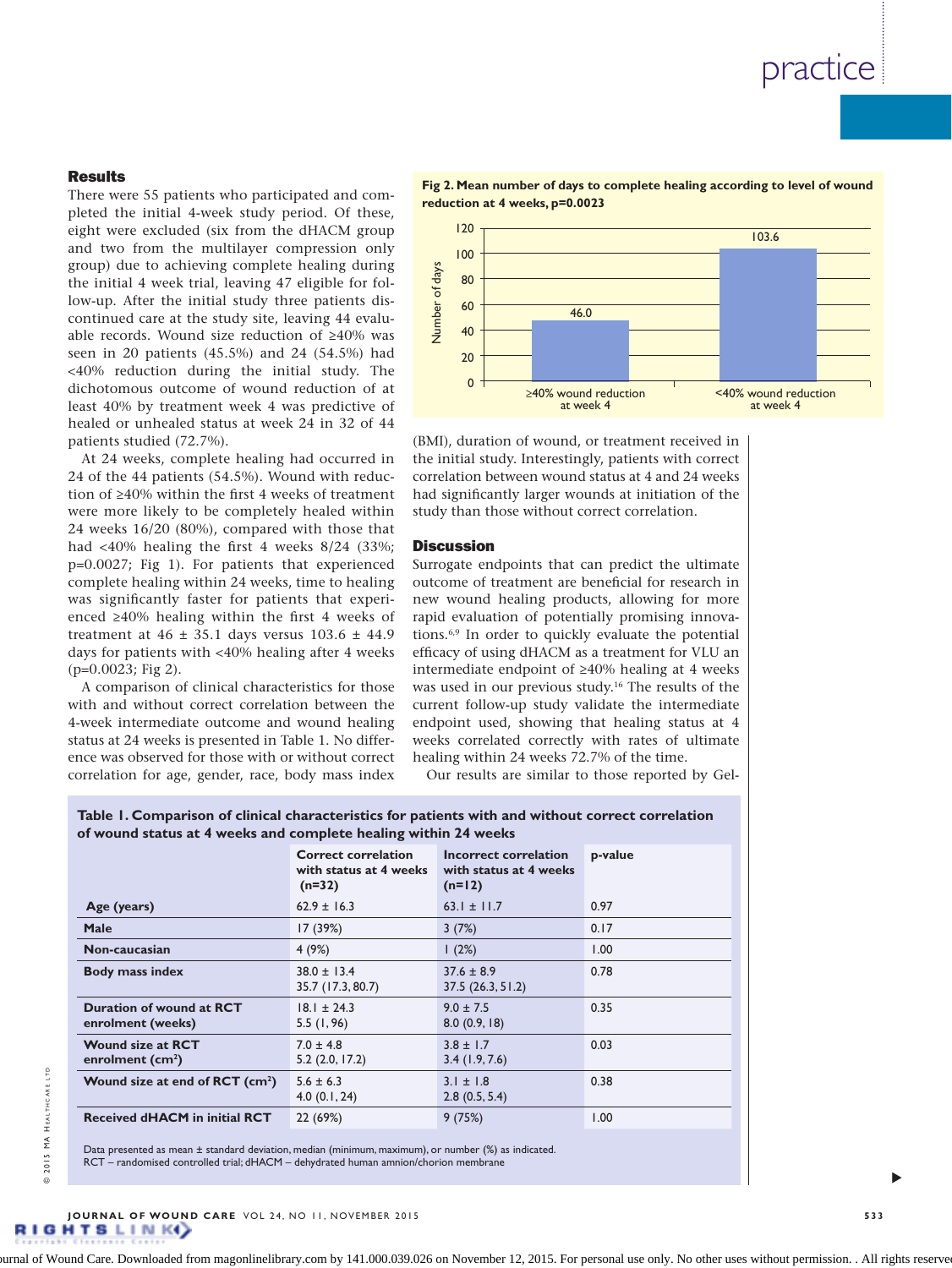## Results

There were 55 patients who participated and completed the initial 4-week study period. Of these, eight were excluded (six from the dHACM group and two from the multilayer compression only group) due to achieving complete healing during the initial 4 week trial, leaving 47 eligible for follow-up. After the initial study three patients discontinued care at the study site, leaving 44 evaluable records. Wound size reduction of ≥40% was seen in 20 patients (45.5%) and 24 (54.5%) had <40% reduction during the initial study. The dichotomous outcome of wound reduction of at least 40% by treatment week 4 was predictive of healed or unhealed status at week 24 in 32 of 44 patients studied (72.7%).

At 24 weeks, complete healing had occurred in 24 of the 44 patients (54.5%). Wound with reduction of ≥40% within the first 4 weeks of treatment were more likely to be completely healed within 24 weeks 16/20 (80%), compared with those that had <40% healing the first 4 weeks 8/24 (33%; p=0.0027; Fig 1). For patients that experienced complete healing within 24 weeks, time to healing was significantly faster for patients that experienced ≥40% healing within the first 4 weeks of treatment at 46 ± 35.1 days versus 103.6 ± 44.9 days for patients with <40% healing after 4 weeks (p=0.0023; Fig 2).

A comparison of clinical characteristics for those with and without correct correlation between the 4-week intermediate outcome and wound healing status at 24 weeks is presented in Table 1. No difference was observed for those with or without correct correlation for age, gender, race, body mass index (BMI), duration of wound, or treatment received in the initial study. Interestingly, patients with correct correlation between wound status at 4 and 24 weeks had significantly larger wounds at initiation of the study than those without correct correlation.

**Fig 2. Mean number of days to complete healing according to level of wound reduction at 4 weeks, p=0.0023**

| | Number of days |
|---|---|
| ≥40% wound reduction at week 4 | 46.0 |
| <40% wound reduction at week 4 | 103.6 |

## Discussion

Surrogate endpoints that can predict the ultimate outcome of treatment are beneficial for research in new wound healing products, allowing for more rapid evaluation of potentially promising innovations.[6,9] In order to quickly evaluate the potential efficacy of using dHACM as a treatment for VLU an intermediate endpoint of ≥40% healing at 4 weeks was used in our previous study.[16] The results of the current follow-up study validate the intermediate endpoint used, showing that healing status at 4 weeks correlated correctly with rates of ultimate healing within 24 weeks 72.7% of the time.

Our results are similar to those reported by Gel-

**Table 1. Comparison of clinical characteristics for patients with and without correct correlation of wound status at 4 weeks and complete healing within 24 weeks**

| | Correct correlation with status at 4 weeks (n=32) | Incorrect correlation with status at 4 weeks (n=12) | p-value |
|---|---|---|---|
| Age (years) | 62.9 ± 16.3 | 63.1 ± 11.7 | 0.97 |
| Male | 17 (39%) | 3 (7%) | 0.17 |
| Non-caucasian | 4 (9%) | 1 (2%) | 1.00 |
| Body mass index | 38.0 ± 13.4<br>35.7 (17.3, 80.7) | 37.6 ± 8.9<br>37.5 (26.3, 51.2) | 0.78 |
| Duration of wound at RCT enrolment (weeks) | 18.1 ± 24.3<br>5.5 (1, 96) | 9.0 ± 7.5<br>8.0 (0.9, 18) | 0.35 |
| Wound size at RCT enrolment (cm²) | 7.0 ± 4.8<br>5.2 (2.0, 17.2) | 3.8 ± 1.7<br>3.4 (1.9, 7.6) | 0.03 |
| Wound size at end of RCT (cm²) | 5.6 ± 6.3<br>4.0 (0.1, 24) | 3.1 ± 1.8<br>2.8 (0.5, 5.4) | 0.38 |
| Received dHACM in initial RCT | 22 (69%) | 9 (75%) | 1.00 |

Data presented as mean ± standard deviation, median (minimum, maximum), or number (%) as indicated.
RCT – randomised controlled trial; dHACM – dehydrated human amnion/chorion membrane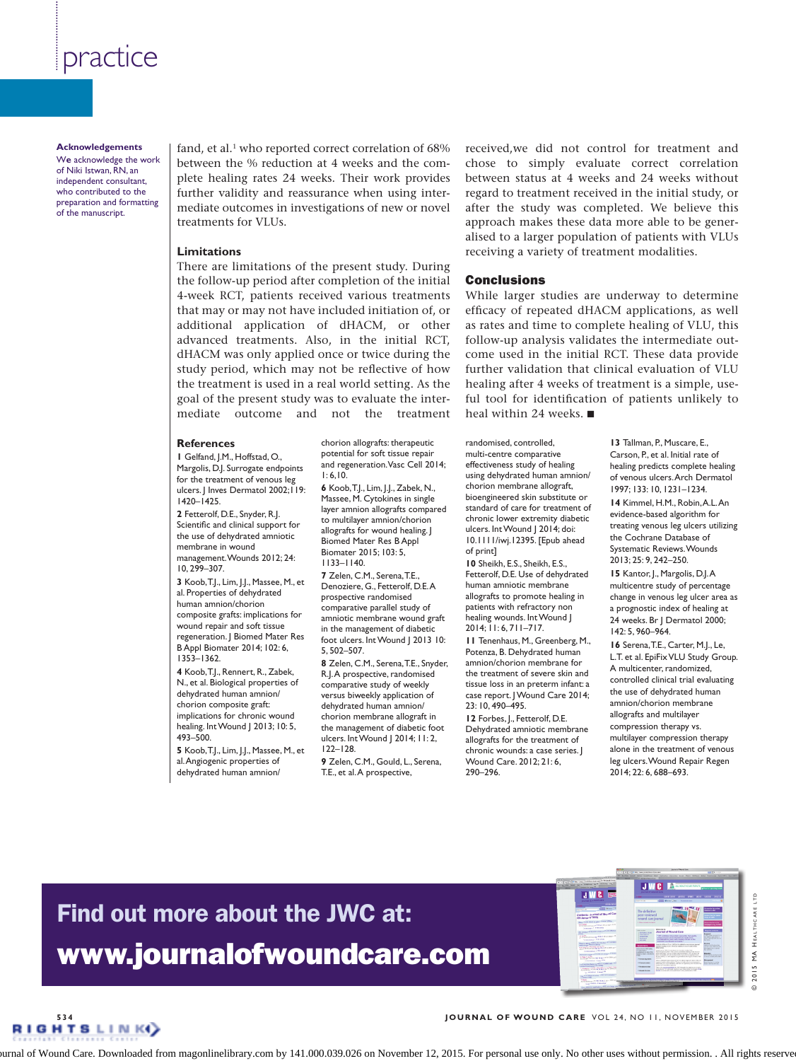**Acknowledgements**

We acknowledge the work of Niki Istwan, RN, an independent consultant, who contributed to the preparation and formatting of the manuscript.

fand, et al.[1] who reported correct correlation of 68% between the % reduction at 4 weeks and the complete healing rates 24 weeks. Their work provides further validity and reassurance when using intermediate outcomes in investigations of new or novel treatments for VLUs.

## Limitations

There are limitations of the present study. During the follow-up period after completion of the initial 4-week RCT, patients received various treatments that may or may not have included initiation of, or additional application of dHACM, or other advanced treatments. Also, in the initial RCT, dHACM was only applied once or twice during the study period, which may not be reflective of how the treatment is used in a real world setting. As the goal of the present study was to evaluate the intermediate outcome and not the treatment received, we did not control for treatment and chose to simply evaluate correct correlation between status at 4 weeks and 24 weeks without regard to treatment received in the initial study, or after the study was completed. We believe this approach makes these data more able to be generalised to a larger population of patients with VLUs receiving a variety of treatment modalities.

## Conclusions

While larger studies are underway to determine efficacy of repeated dHACM applications, as well as rates and time to complete healing of VLU, this follow-up analysis validates the intermediate outcome used in the initial RCT. These data provide further validation that clinical evaluation of VLU healing after 4 weeks of treatment is a simple, useful tool for identification of patients unlikely to heal within 24 weeks. ■

## References

1 Gelfand, J.M., Hoffstad, O., Margolis, D.J. Surrogate endpoints for the treatment of venous leg ulcers. J Inves Dermatol 2002;119: 1420–1425.

2 Fetterolf, D.E., Snyder, R.J. Scientific and clinical support for the use of dehydrated amniotic membrane in wound management. Wounds 2012; 24: 10, 299–307.

3 Koob, T.J., Lim, J.J., Massee, M., et al. Properties of dehydrated human amnion/chorion composite grafts: implications for wound repair and soft tissue regeneration. J Biomed Mater Res B Appl Biomater 2014; 102: 6, 1353–1362.

4 Koob, T.J., Rennert, R., Zabek, N., et al. Biological properties of dehydrated human amnion/chorion composite graft: implications for chronic wound healing. Int Wound J 2013; 10: 5, 493–500.

5 Koob, T.J., Lim, J.J., Massee, M., et al. Angiogenic properties of dehydrated human amnion/chorion allografts: therapeutic potential for soft tissue repair and regeneration. Vasc Cell 2014; 1: 6,10.

6 Koob, T.J., Lim, J.J., Zabek, N., Massee, M. Cytokines in single layer amnion allografts compared to multilayer amnion/chorion allografts for wound healing. J Biomed Mater Res B Appl Biomater 2015; 103: 5, 1133–1140.

7 Zelen, C.M., Serena, T.E., Denoziere, G., Fetterolf, D.E. A prospective randomised comparative parallel study of amniotic membrane wound graft in the management of diabetic foot ulcers. Int Wound J 2013 10: 5, 502–507.

8 Zelen, C.M., Serena, T.E., Snyder, R.J. A prospective, randomised comparative study of weekly versus biweekly application of dehydrated human amnion/chorion membrane allograft in the management of diabetic foot ulcers. Int Wound J 2014; 11: 2, 122–128.

9 Zelen, C.M., Gould, L., Serena, T.E., et al. A prospective, randomised, controlled, multi-centre comparative effectiveness study of healing using dehydrated human amnion/chorion membrane allograft, bioengineered skin substitute or standard of care for treatment of chronic lower extremity diabetic ulcers. Int Wound J 2014; doi: 10.1111/iwj.12395. [Epub ahead of print]

10 Sheikh, E.S., Sheikh, E.S., Fetterolf, D.E. Use of dehydrated human amniotic membrane allografts to promote healing in patients with refractory non healing wounds. Int Wound J 2014; 11: 6, 711–717.

11 Tenenhaus, M., Greenberg, M., Potenza, B. Dehydrated human amnion/chorion membrane for the treatment of severe skin and tissue loss in an preterm infant: a case report. J Wound Care 2014; 23: 10, 490–495.

12 Forbes, J., Fetterolf, D.E. Dehydrated amniotic membrane allografts for the treatment of chronic wounds: a case series. J Wound Care. 2012; 21: 6, 290–296.

13 Tallman, P., Muscare, E., Carson, P., et al. Initial rate of healing predicts complete healing of venous ulcers. Arch Dermatol 1997; 133: 10, 1231–1234.

14 Kimmel, H.M., Robin, A.L. An evidence-based algorithm for treating venous leg ulcers utilizing the Cochrane Database of Systematic Reviews. Wounds 2013; 25: 9, 242–250.

15 Kantor, J., Margolis, D.J. A multicentre study of percentage change in venous leg ulcer area as a prognostic index of healing at 24 weeks. Br J Dermatol 2000; 142: 5, 960–964.

16 Serena, T.E., Carter, M.J., Le, L.T. et al. EpiFix VLU Study Group. A multicenter, randomized, controlled clinical trial evaluating the use of dehydrated human amnion/chorion membrane allografts and multilayer compression therapy vs. multilayer compression therapy alone in the treatment of venous leg ulcers. Wound Repair Regen 2014; 22: 6, 688–693.

**Find out more about the JWC at:**

**www.journalofwoundcare.com**